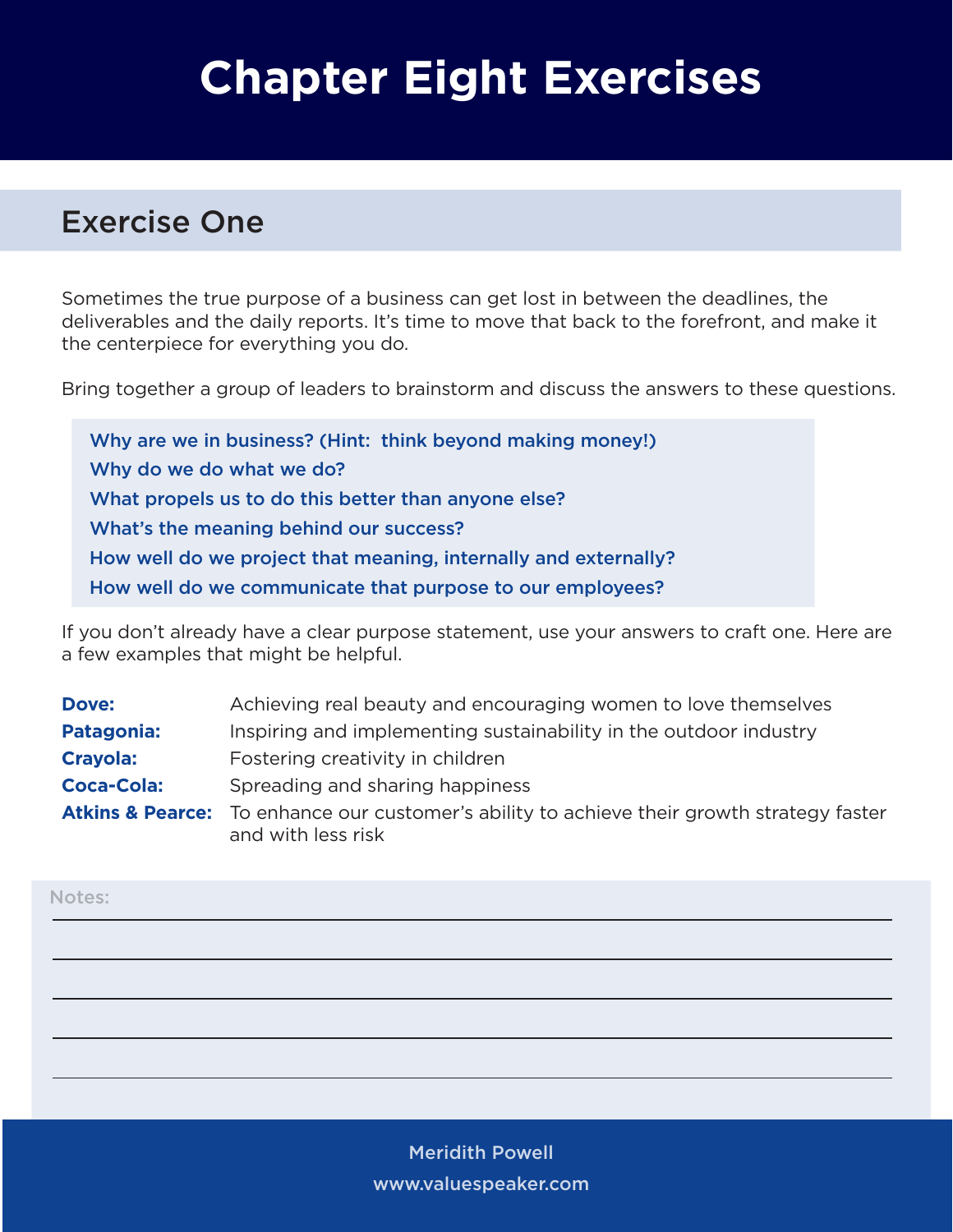# Chapter Eight Exercises

## Exercise One

Sometimes the true purpose of a business can get lost in between the deadlines, the deliverables and the daily reports. It's time to move that back to the forefront, and make it the centerpiece for everything you do.

Bring together a group of leaders to brainstorm and discuss the answers to these questions.

**Why are we in business? (Hint: think beyond making money!)**
**Why do we do what we do?**
**What propels us to do this better than anyone else?**
**What's the meaning behind our success?**
**How well do we project that meaning, internally and externally?**
**How well do we communicate that purpose to our employees?**

If you don't already have a clear purpose statement, use your answers to craft one. Here are a few examples that might be helpful.

| | |
|---|---|
| **Dove:** | Achieving real beauty and encouraging women to love themselves |
| **Patagonia:** | Inspiring and implementing sustainability in the outdoor industry |
| **Crayola:** | Fostering creativity in children |
| **Coca-Cola:** | Spreading and sharing happiness |
| **Atkins & Pearce:** | To enhance our customer's ability to achieve their growth strategy faster and with less risk |

Notes:

\_\_\_\_\_\_\_\_\_\_\_\_\_\_\_\_\_\_\_\_\_\_\_\_\_\_\_\_\_\_\_\_\_\_\_\_\_\_\_\_

\_\_\_\_\_\_\_\_\_\_\_\_\_\_\_\_\_\_\_\_\_\_\_\_\_\_\_\_\_\_\_\_\_\_\_\_\_\_\_\_

\_\_\_\_\_\_\_\_\_\_\_\_\_\_\_\_\_\_\_\_\_\_\_\_\_\_\_\_\_\_\_\_\_\_\_\_\_\_\_\_

\_\_\_\_\_\_\_\_\_\_\_\_\_\_\_\_\_\_\_\_\_\_\_\_\_\_\_\_\_\_\_\_\_\_\_\_\_\_\_\_

\_\_\_\_\_\_\_\_\_\_\_\_\_\_\_\_\_\_\_\_\_\_\_\_\_\_\_\_\_\_\_\_\_\_\_\_\_\_\_\_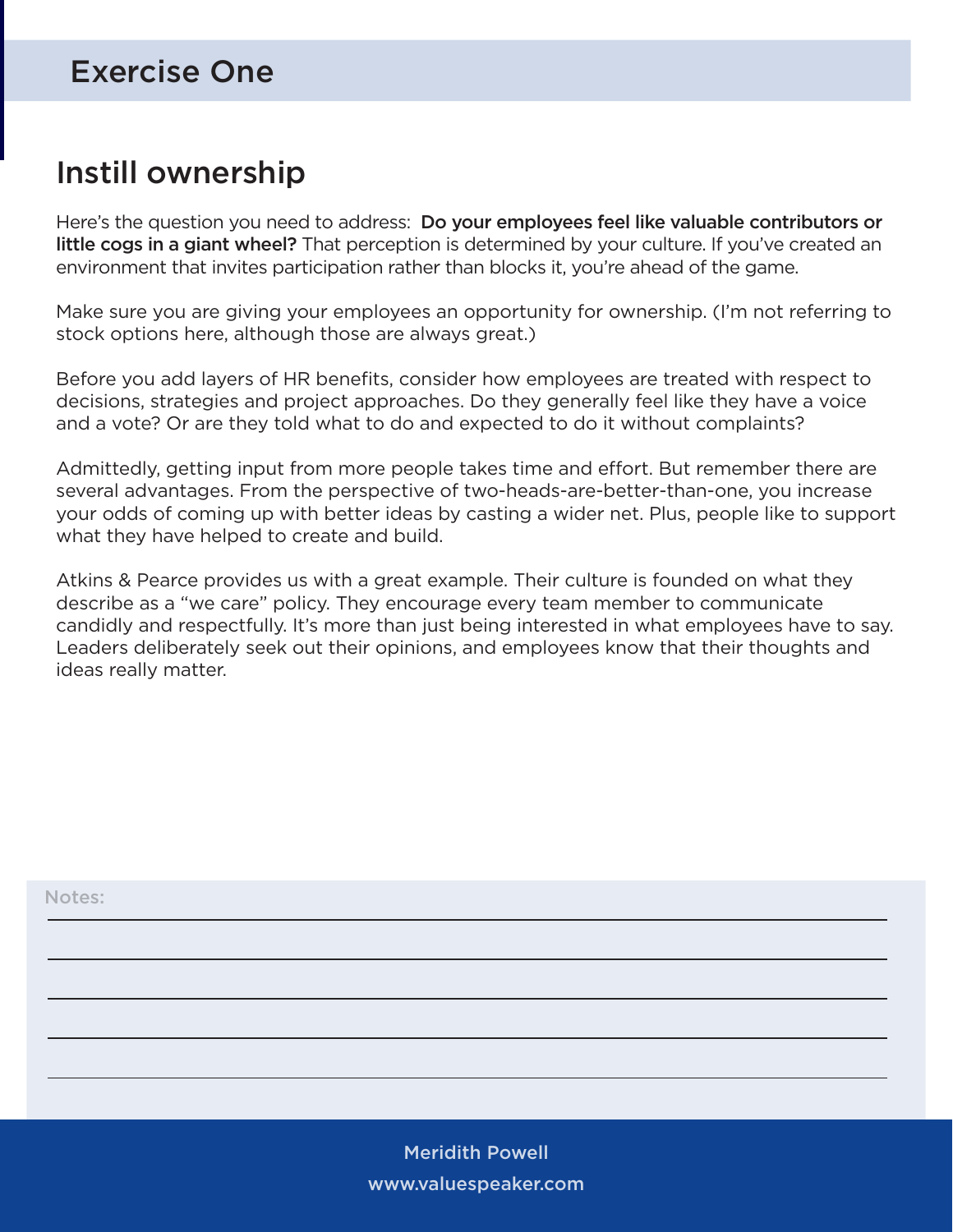## Exercise One

# Instill ownership

Here's the question you need to address: **Do your employees feel like valuable contributors or little cogs in a giant wheel?** That perception is determined by your culture. If you've created an environment that invites participation rather than blocks it, you're ahead of the game.

Make sure you are giving your employees an opportunity for ownership. (I'm not referring to stock options here, although those are always great.)

Before you add layers of HR benefits, consider how employees are treated with respect to decisions, strategies and project approaches. Do they generally feel like they have a voice and a vote? Or are they told what to do and expected to do it without complaints?

Admittedly, getting input from more people takes time and effort. But remember there are several advantages. From the perspective of two-heads-are-better-than-one, you increase your odds of coming up with better ideas by casting a wider net. Plus, people like to support what they have helped to create and build.

Atkins & Pearce provides us with a great example. Their culture is founded on what they describe as a "we care" policy. They encourage every team member to communicate candidly and respectfully. It's more than just being interested in what employees have to say. Leaders deliberately seek out their opinions, and employees know that their thoughts and ideas really matter.

Notes:

Meridith Powell
www.valuespeaker.com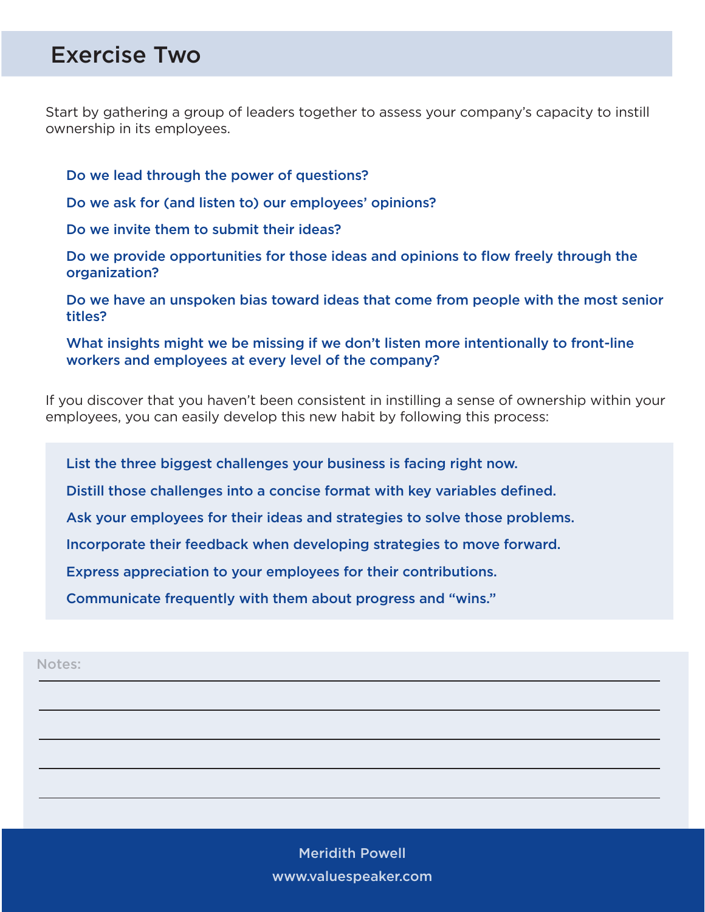## Exercise Two

Start by gathering a group of leaders together to assess your company's capacity to instill ownership in its employees.

**Do we lead through the power of questions?**

**Do we ask for (and listen to) our employees' opinions?**

**Do we invite them to submit their ideas?**

**Do we provide opportunities for those ideas and opinions to flow freely through the organization?**

**Do we have an unspoken bias toward ideas that come from people with the most senior titles?**

**What insights might we be missing if we don't listen more intentionally to front-line workers and employees at every level of the company?**

If you discover that you haven't been consistent in instilling a sense of ownership within your employees, you can easily develop this new habit by following this process:

**List the three biggest challenges your business is facing right now.**

**Distill those challenges into a concise format with key variables defined.**

**Ask your employees for their ideas and strategies to solve those problems.**

**Incorporate their feedback when developing strategies to move forward.**

**Express appreciation to your employees for their contributions.**

**Communicate frequently with them about progress and "wins."**

Notes:

Meridith Powell
www.valuespeaker.com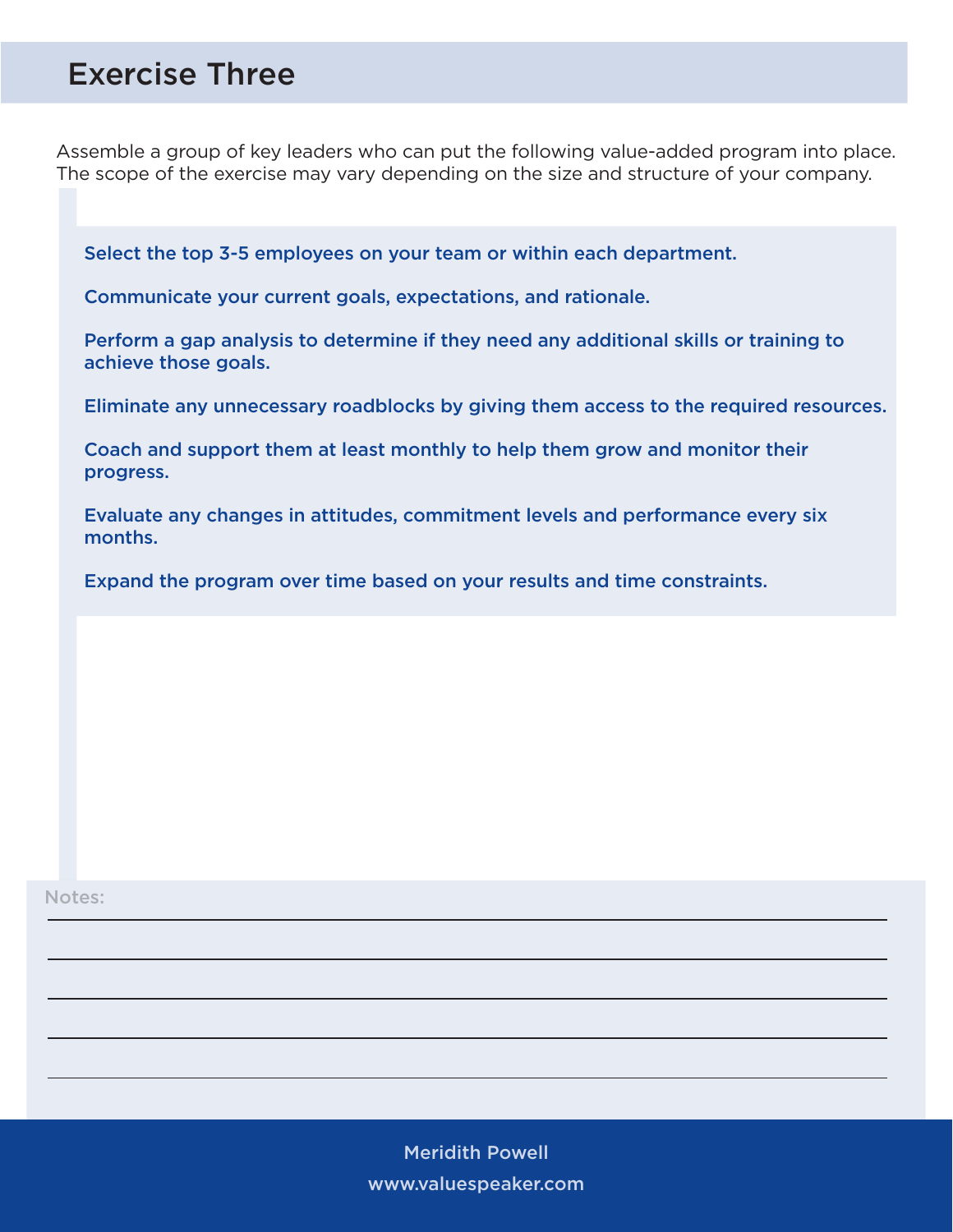## Exercise Three

Assemble a group of key leaders who can put the following value-added program into place. The scope of the exercise may vary depending on the size and structure of your company.

**Select the top 3-5 employees on your team or within each department.**

**Communicate your current goals, expectations, and rationale.**

**Perform a gap analysis to determine if they need any additional skills or training to achieve those goals.**

**Eliminate any unnecessary roadblocks by giving them access to the required resources.**

**Coach and support them at least monthly to help them grow and monitor their progress.**

**Evaluate any changes in attitudes, commitment levels and performance every six months.**

**Expand the program over time based on your results and time constraints.**

Notes:

Meridith Powell
www.valuespeaker.com